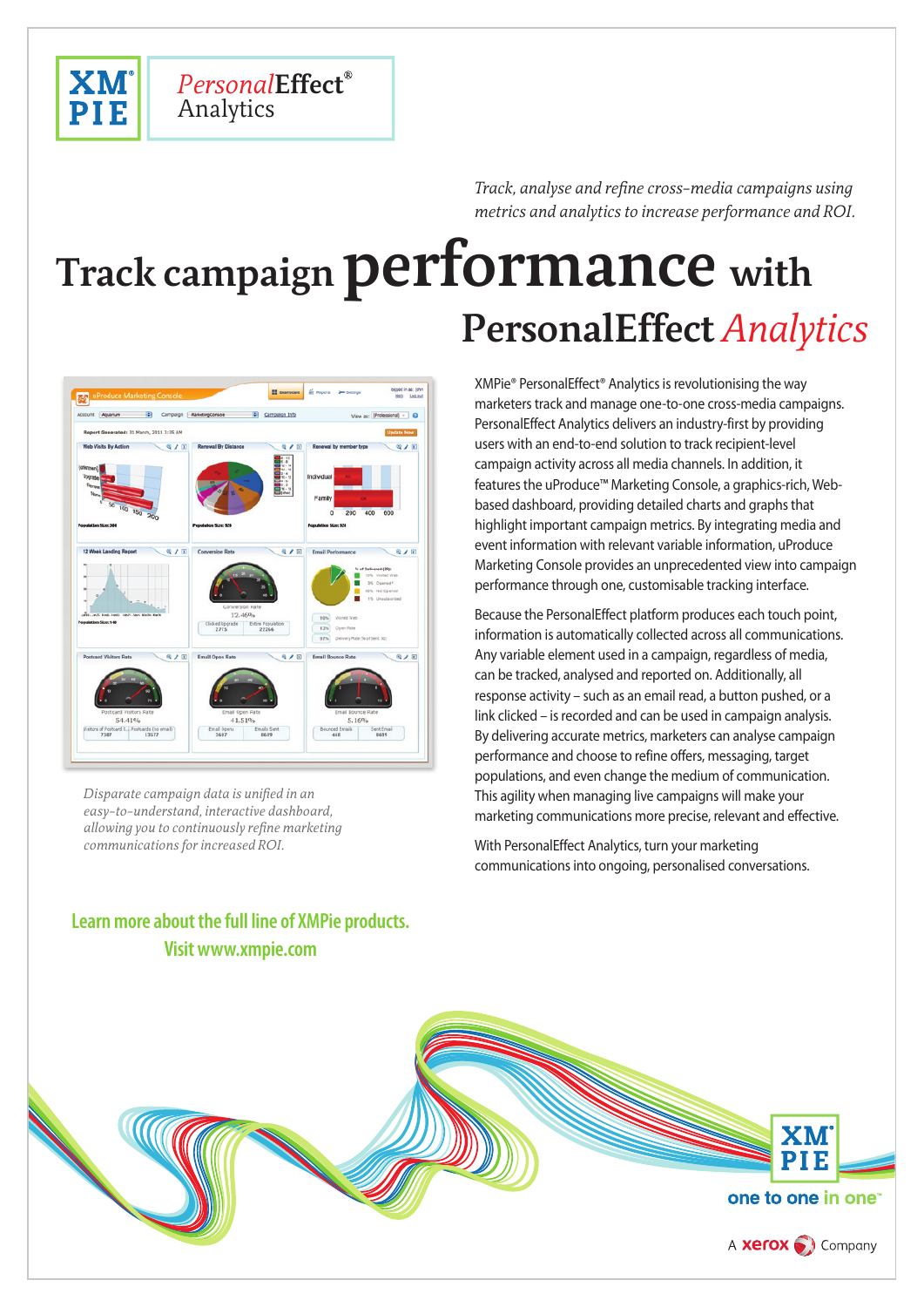**XMPie** PersonalEffect® Analytics

*Track, analyse and refine cross-media campaigns using metrics and analytics to increase performance and ROI.*

# Track campaign performance with PersonalEffect *Analytics*

*Disparate campaign data is unified in an easy-to-understand, interactive dashboard, allowing you to continuously refine marketing communications for increased ROI.*

XMPie® PersonalEffect® Analytics is revolutionising the way marketers track and manage one-to-one cross-media campaigns. PersonalEffect Analytics delivers an industry-first by providing users with an end-to-end solution to track recipient-level campaign activity across all media channels. In addition, it features the uProduce™ Marketing Console, a graphics-rich, Web-based dashboard, providing detailed charts and graphs that highlight important campaign metrics. By integrating media and event information with relevant variable information, uProduce Marketing Console provides an unprecedented view into campaign performance through one, customisable tracking interface.

Because the PersonalEffect platform produces each touch point, information is automatically collected across all communications. Any variable element used in a campaign, regardless of media, can be tracked, analysed and reported on. Additionally, all response activity – such as an email read, a button pushed, or a link clicked – is recorded and can be used in campaign analysis. By delivering accurate metrics, marketers can analyse campaign performance and choose to refine offers, messaging, target populations, and even change the medium of communication. This agility when managing live campaigns will make your marketing communications more precise, relevant and effective.

With PersonalEffect Analytics, turn your marketing communications into ongoing, personalised conversations.

**Learn more about the full line of XMPie products.**
**Visit www.xmpie.com**

XMPie — one to one in one™

A xerox Company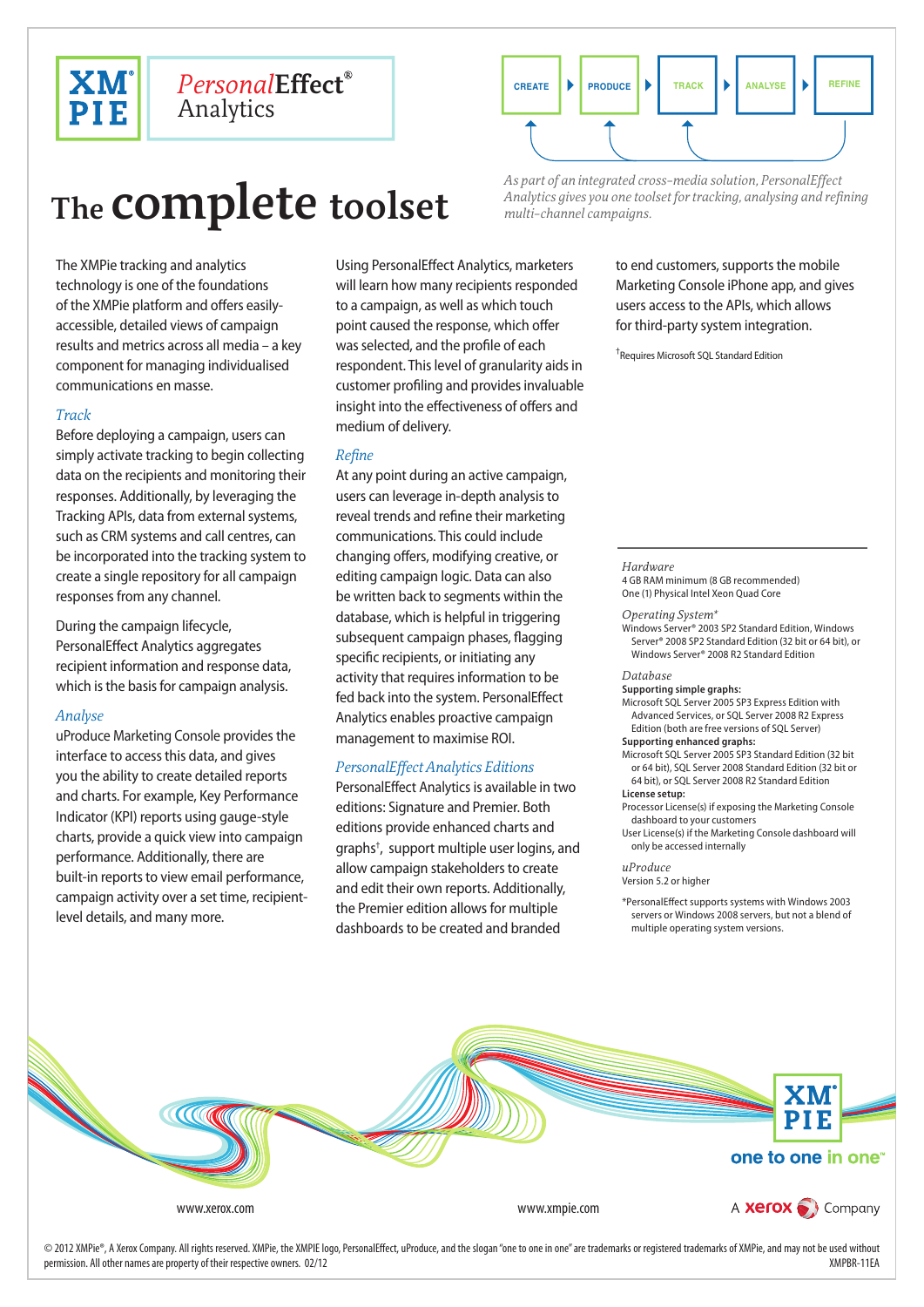XMPIE

*Personal*Effect® Analytics

CREATE ▶ PRODUCE ▶ TRACK ▶ ANALYSE ▶ REFINE

# The complete toolset

*As part of an integrated cross-media solution, PersonalEffect Analytics gives you one toolset for tracking, analysing and refining multi-channel campaigns.*

The XMPie tracking and analytics technology is one of the foundations of the XMPie platform and offers easily-accessible, detailed views of campaign results and metrics across all media – a key component for managing individualised communications en masse.

### *Track*

Before deploying a campaign, users can simply activate tracking to begin collecting data on the recipients and monitoring their responses. Additionally, by leveraging the Tracking APIs, data from external systems, such as CRM systems and call centres, can be incorporated into the tracking system to create a single repository for all campaign responses from any channel.

During the campaign lifecycle, PersonalEffect Analytics aggregates recipient information and response data, which is the basis for campaign analysis.

### *Analyse*

uProduce Marketing Console provides the interface to access this data, and gives you the ability to create detailed reports and charts. For example, Key Performance Indicator (KPI) reports using gauge-style charts, provide a quick view into campaign performance. Additionally, there are built-in reports to view email performance, campaign activity over a set time, recipient-level details, and many more.

Using PersonalEffect Analytics, marketers will learn how many recipients responded to a campaign, as well as which touch point caused the response, which offer was selected, and the profile of each respondent. This level of granularity aids in customer profiling and provides invaluable insight into the effectiveness of offers and medium of delivery.

### *Refine*

At any point during an active campaign, users can leverage in-depth analysis to reveal trends and refine their marketing communications. This could include changing offers, modifying creative, or editing campaign logic. Data can also be written back to segments within the database, which is helpful in triggering subsequent campaign phases, flagging specific recipients, or initiating any activity that requires information to be fed back into the system. PersonalEffect Analytics enables proactive campaign management to maximise ROI.

### *PersonalEffect Analytics Editions*

PersonalEffect Analytics is available in two editions: Signature and Premier. Both editions provide enhanced charts and graphs†, support multiple user logins, and allow campaign stakeholders to create and edit their own reports. Additionally, the Premier edition allows for multiple dashboards to be created and branded to end customers, supports the mobile Marketing Console iPhone app, and gives users access to the APIs, which allows for third-party system integration.

†Requires Microsoft SQL Standard Edition

*Hardware*
4 GB RAM minimum (8 GB recommended)
One (1) Physical Intel Xeon Quad Core

*Operating System\**
Windows Server® 2003 SP2 Standard Edition, Windows Server® 2008 SP2 Standard Edition (32 bit or 64 bit), or Windows Server® 2008 R2 Standard Edition

*Database*

**Supporting simple graphs:**
Microsoft SQL Server 2005 SP3 Express Edition with Advanced Services, or SQL Server 2008 R2 Express Edition (both are free versions of SQL Server)

**Supporting enhanced graphs:**
Microsoft SQL Server 2005 SP3 Standard Edition (32 bit or 64 bit), SQL Server 2008 Standard Edition (32 bit or 64 bit), or SQL Server 2008 R2 Standard Edition

**License setup:**
Processor License(s) if exposing the Marketing Console dashboard to your customers
User License(s) if the Marketing Console dashboard will only be accessed internally

*uProduce*
Version 5.2 or higher

\*PersonalEffect supports systems with Windows 2003 servers or Windows 2008 servers, but not a blend of multiple operating system versions.

XMPIE one to one in one™

www.xerox.com www.xmpie.com A xerox Company

© 2012 XMPie®, A Xerox Company. All rights reserved. XMPie, the XMPIE logo, PersonalEffect, uProduce, and the slogan "one to one in one" are trademarks or registered trademarks of XMPie, and may not be used without permission. All other names are property of their respective owners. 02/12
XMPBR-11EA